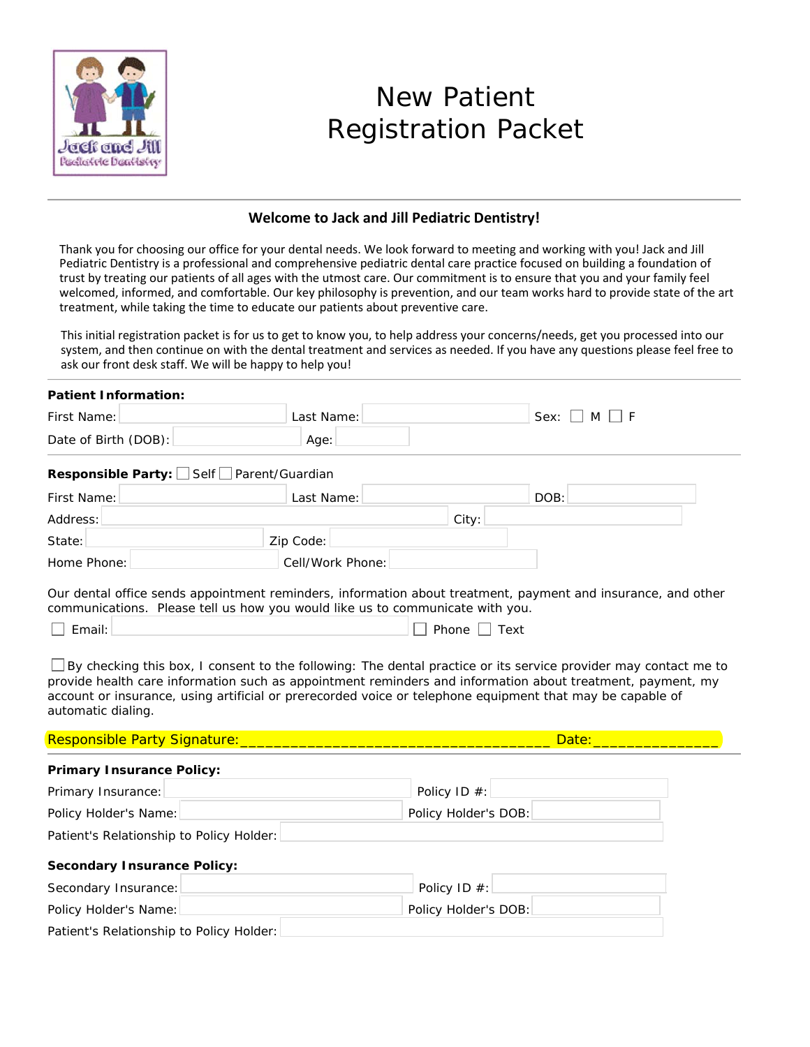# New Patient Registration Packet

## Welcome to Jack and Jill Pediatric Dentistry!

Thank you for choosing our office for your dental needs. We look forward to meeting and working with you! Jack and Jill Pediatric Dentistry is a professional and comprehensive pediatric dental care practice focused on building a foundation of trust by treating our patients of all ages with the utmost care. Our commitment is to ensure that you and your family feel welcomed, informed, and comfortable. Our key philosophy is prevention, and our team works hard to provide state of the art treatment, while taking the time to educate our patients about preventive care.

This initial registration packet is for us to get to know you, to help address your concerns/needs, get you processed into our system, and then continue on with the dental treatment and services as needed. If you have any questions please feel free to ask our front desk staff. We will be happy to help you!

**Patient Information:**

First Name: ____________ Last Name: ____________ Sex: ☐ M ☐ F

Date of Birth (DOB): ____________ Age: ______

**Responsible Party:** ☐ Self ☐ Parent/Guardian

First Name: ____________ Last Name: ____________ DOB: ____________

Address: ____________ City: ____________

State: ____________ Zip Code: ____________

Home Phone: ____________ Cell/Work Phone: ____________

Our dental office sends appointment reminders, information about treatment, payment and insurance, and other communications. Please tell us how you would like us to communicate with you.

☐ Email: ____________ ☐ Phone ☐ Text

☐ By checking this box, I consent to the following: The dental practice or its service provider may contact me to provide health care information such as appointment reminders and information about treatment, payment, my account or insurance, using artificial or prerecorded voice or telephone equipment that may be capable of automatic dialing.

Responsible Party Signature:___________________________________ Date:______________

**Primary Insurance Policy:**

Primary Insurance: ____________ Policy ID #: ____________

Policy Holder's Name: ____________ Policy Holder's DOB: ____________

Patient's Relationship to Policy Holder: ____________

**Secondary Insurance Policy:**

Secondary Insurance: ____________ Policy ID #: ____________

Policy Holder's Name: ____________ Policy Holder's DOB: ____________

Patient's Relationship to Policy Holder: ____________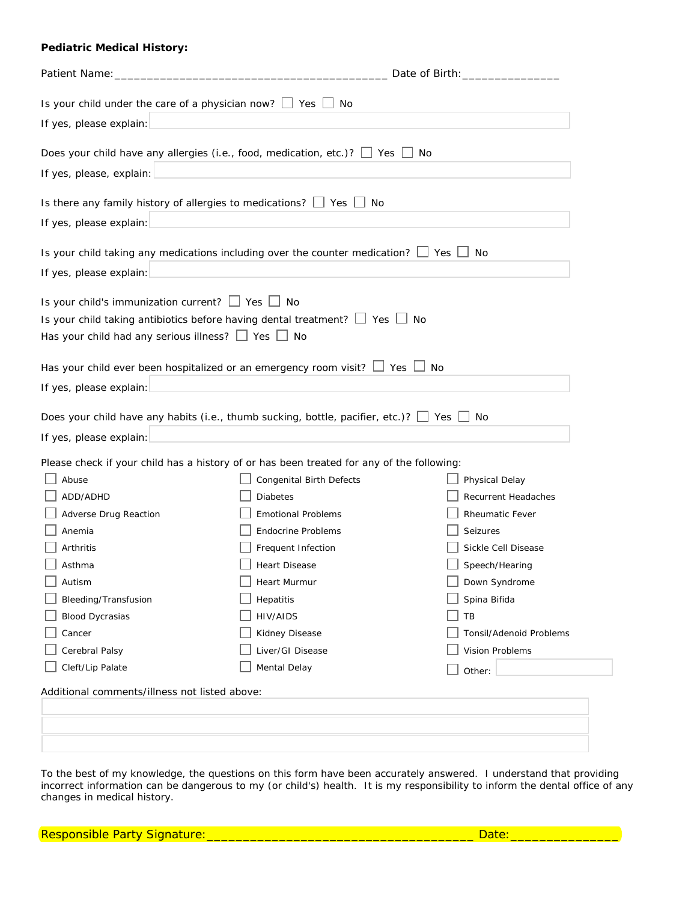**Pediatric Medical History:**

Patient Name:_________________________________________ Date of Birth:_______________

Is your child under the care of a physician now? ☐ Yes ☐ No

If yes, please explain:

Does your child have any allergies (i.e., food, medication, etc.)? ☐ Yes ☐ No

If yes, please, explain:

Is there any family history of allergies to medications? ☐ Yes ☐ No

If yes, please explain:

Is your child taking any medications including over the counter medication? ☐ Yes ☐ No

If yes, please explain:

Is your child's immunization current? ☐ Yes ☐ No

Is your child taking antibiotics before having dental treatment? ☐ Yes ☐ No

Has your child had any serious illness? ☐ Yes ☐ No

Has your child ever been hospitalized or an emergency room visit? ☐ Yes ☐ No

If yes, please explain:

Does your child have any habits (i.e., thumb sucking, bottle, pacifier, etc.)? ☐ Yes ☐ No

If yes, please explain:

Please check if your child has a history of or has been treated for any of the following:

| | | |
|---|---|---|
| ☐ Abuse | ☐ Congenital Birth Defects | ☐ Physical Delay |
| ☐ ADD/ADHD | ☐ Diabetes | ☐ Recurrent Headaches |
| ☐ Adverse Drug Reaction | ☐ Emotional Problems | ☐ Rheumatic Fever |
| ☐ Anemia | ☐ Endocrine Problems | ☐ Seizures |
| ☐ Arthritis | ☐ Frequent Infection | ☐ Sickle Cell Disease |
| ☐ Asthma | ☐ Heart Disease | ☐ Speech/Hearing |
| ☐ Autism | ☐ Heart Murmur | ☐ Down Syndrome |
| ☐ Bleeding/Transfusion | ☐ Hepatitis | ☐ Spina Bifida |
| ☐ Blood Dycrasias | ☐ HIV/AIDS | ☐ TB |
| ☐ Cancer | ☐ Kidney Disease | ☐ Tonsil/Adenoid Problems |
| ☐ Cerebral Palsy | ☐ Liver/GI Disease | ☐ Vision Problems |
| ☐ Cleft/Lip Palate | ☐ Mental Delay | ☐ Other: |

Additional comments/illness not listed above:

To the best of my knowledge, the questions on this form have been accurately answered. I understand that providing incorrect information can be dangerous to my (or child's) health. It is my responsibility to inform the dental office of any changes in medical history.

Responsible Party Signature:____________________________________ Date:_______________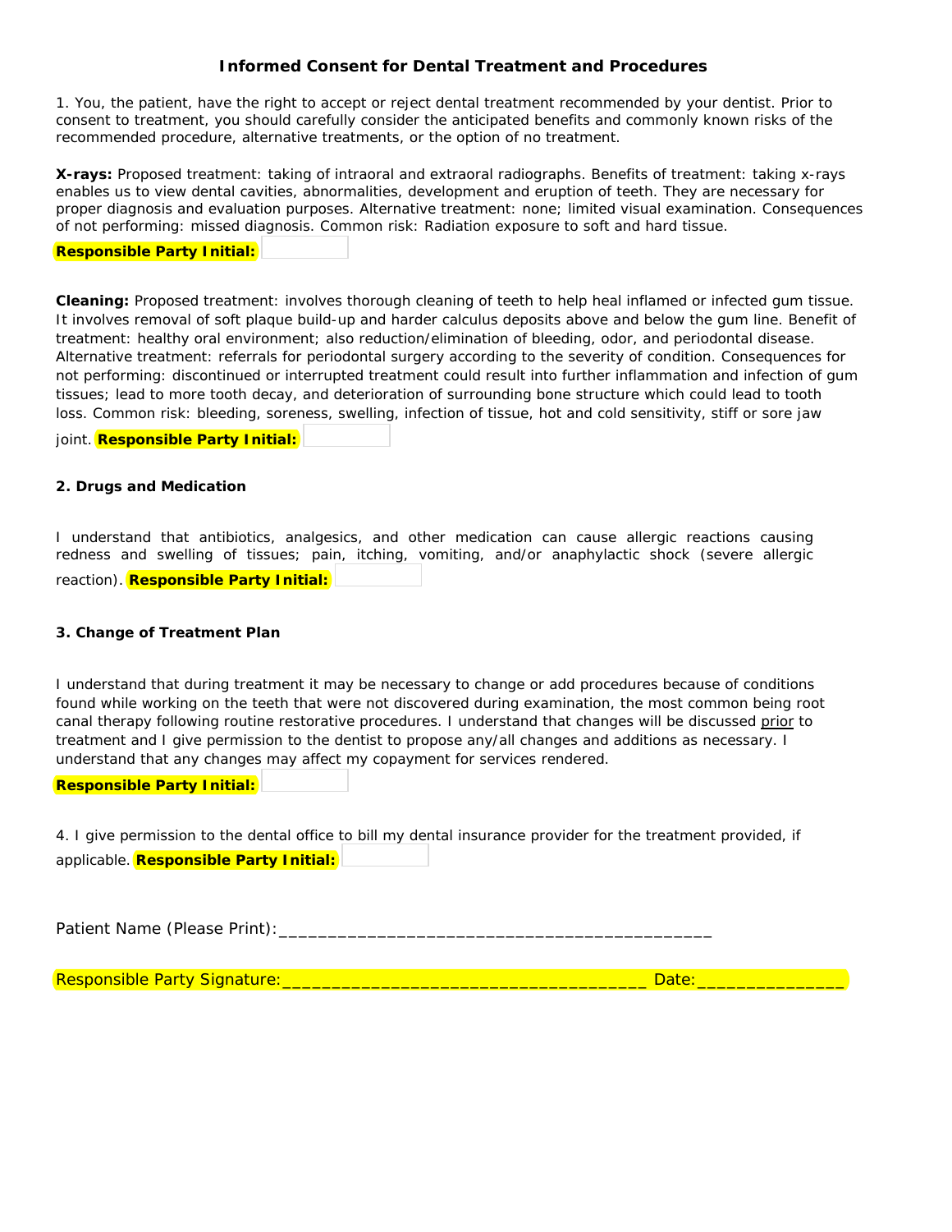# Informed Consent for Dental Treatment and Procedures

1. You, the patient, have the right to accept or reject dental treatment recommended by your dentist. Prior to consent to treatment, you should carefully consider the anticipated benefits and commonly known risks of the recommended procedure, alternative treatments, or the option of no treatment.

**X-rays:** Proposed treatment: taking of intraoral and extraoral radiographs. Benefits of treatment: taking x-rays enables us to view dental cavities, abnormalities, development and eruption of teeth. They are necessary for proper diagnosis and evaluation purposes. Alternative treatment: none; limited visual examination. Consequences of not performing: missed diagnosis. Common risk: Radiation exposure to soft and hard tissue.

**Responsible Party Initial:** ________

**Cleaning:** Proposed treatment: involves thorough cleaning of teeth to help heal inflamed or infected gum tissue. It involves removal of soft plaque build-up and harder calculus deposits above and below the gum line. Benefit of treatment: healthy oral environment; also reduction/elimination of bleeding, odor, and periodontal disease. Alternative treatment: referrals for periodontal surgery according to the severity of condition. Consequences for not performing: discontinued or interrupted treatment could result into further inflammation and infection of gum tissues; lead to more tooth decay, and deterioration of surrounding bone structure which could lead to tooth loss. Common risk: bleeding, soreness, swelling, infection of tissue, hot and cold sensitivity, stiff or sore jaw joint. **Responsible Party Initial:** ________

**2. Drugs and Medication**

I understand that antibiotics, analgesics, and other medication can cause allergic reactions causing redness and swelling of tissues; pain, itching, vomiting, and/or anaphylactic shock (severe allergic reaction). **Responsible Party Initial:** ________

**3. Change of Treatment Plan**

I understand that during treatment it may be necessary to change or add procedures because of conditions found while working on the teeth that were not discovered during examination, the most common being root canal therapy following routine restorative procedures. I understand that changes will be discussed <u>prior</u> to treatment and I give permission to the dentist to propose any/all changes and additions as necessary. I understand that any changes may affect my copayment for services rendered.

**Responsible Party Initial:** ________

4. I give permission to the dental office to bill my dental insurance provider for the treatment provided, if applicable. **Responsible Party Initial:** ________

Patient Name (Please Print):_____________________________________________

Responsible Party Signature:_____________________________________ Date:_______________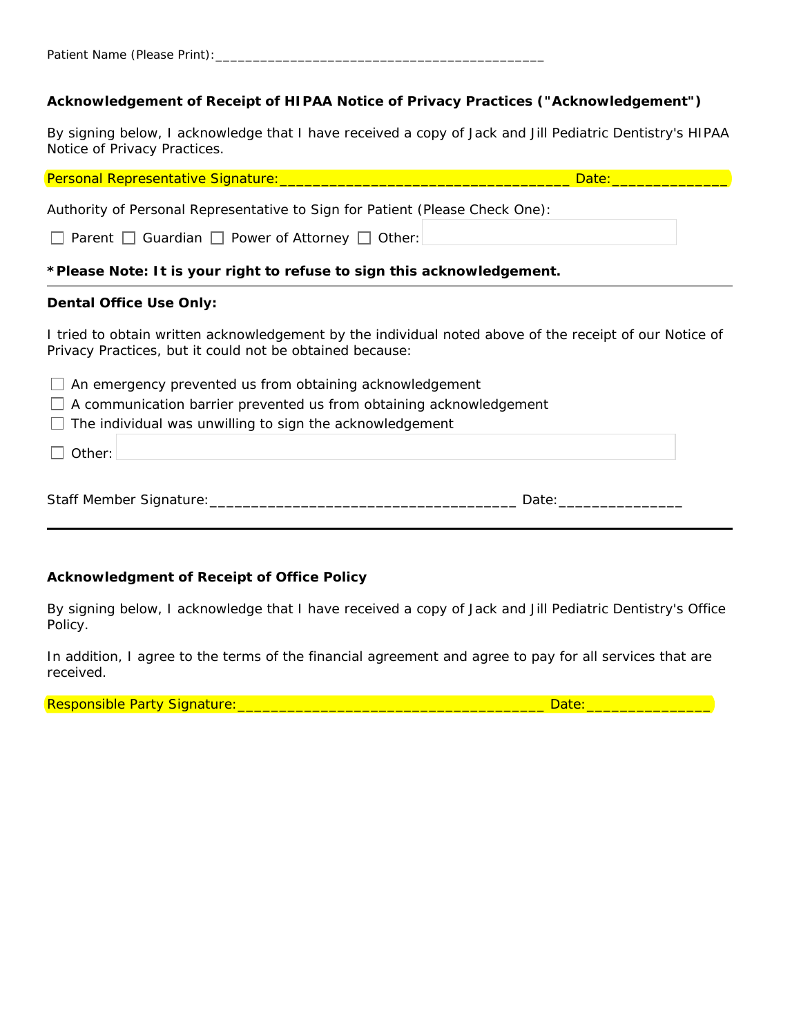Patient Name (Please Print):_____________________________________________

**Acknowledgement of Receipt of HIPAA Notice of Privacy Practices ("Acknowledgement")**

By signing below, I acknowledge that I have received a copy of Jack and Jill Pediatric Dentistry's HIPAA Notice of Privacy Practices.

Personal Representative Signature:_________________________________ Date:_____________

Authority of Personal Representative to Sign for Patient (Please Check One):

☐ Parent ☐ Guardian ☐ Power of Attorney ☐ Other:

**\*Please Note: It is your right to refuse to sign this acknowledgement.**

---

**Dental Office Use Only:**

I tried to obtain written acknowledgement by the individual noted above of the receipt of our Notice of Privacy Practices, but it could not be obtained because:

☐ An emergency prevented us from obtaining acknowledgement
☐ A communication barrier prevented us from obtaining acknowledgement
☐ The individual was unwilling to sign the acknowledgement
☐ Other:

Staff Member Signature:____________________________________ Date:_______________

---

**Acknowledgment of Receipt of Office Policy**

By signing below, I acknowledge that I have received a copy of Jack and Jill Pediatric Dentistry's Office Policy.

In addition, I agree to the terms of the financial agreement and agree to pay for all services that are received.

Responsible Party Signature:____________________________________ Date:______________